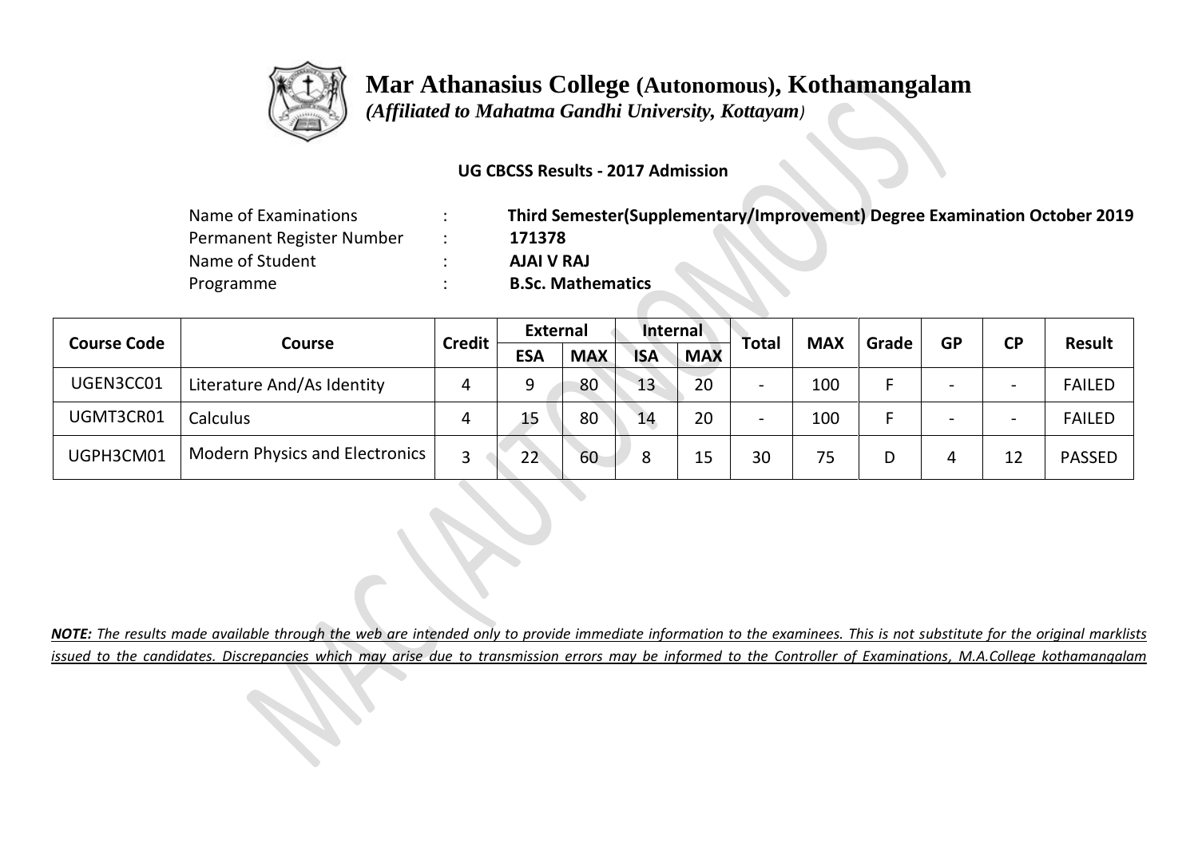# Mar Athanasius College (Autonomous), Kothamangalam

*(Affiliated to Mahatma Gandhi University, Kottayam)*

**UG CBCSS Results - 2017 Admission**

| | | |
|---|---|---|
| Name of Examinations | : | **Third Semester(Supplementary/Improvement) Degree Examination October 2019** |
| Permanent Register Number | : | **171378** |
| Name of Student | : | **AJAI V RAJ** |
| Programme | : | **B.Sc. Mathematics** |

| Course Code | Course | Credit | External | | Internal | | Total | MAX | Grade | GP | CP | Result |
|---|---|---|---|---|---|---|---|---|---|---|---|---|
| | | | ESA | MAX | ISA | MAX | | | | | | |
| UGEN3CC01 | Literature And/As Identity | 4 | 9 | 80 | 13 | 20 | - | 100 | F | - | - | FAILED |
| UGMT3CR01 | Calculus | 4 | 15 | 80 | 14 | 20 | - | 100 | F | - | - | FAILED |
| UGPH3CM01 | Modern Physics and Electronics | 3 | 22 | 60 | 8 | 15 | 30 | 75 | D | 4 | 12 | PASSED |

***NOTE:*** *The results made available through the web are intended only to provide immediate information to the examinees. This is not substitute for the original marklists issued to the candidates. Discrepancies which may arise due to transmission errors may be informed to the Controller of Examinations, M.A.College kothamangalam*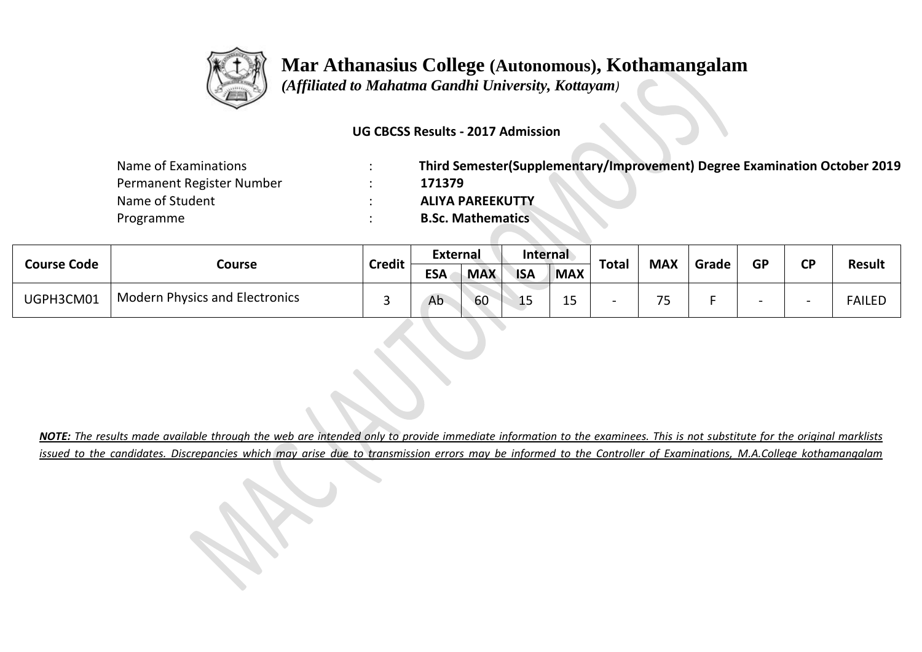# Mar Athanasius College (Autonomous), Kothamangalam

*(Affiliated to Mahatma Gandhi University, Kottayam)*

**UG CBCSS Results - 2017 Admission**

| | | |
|---|---|---|
| Name of Examinations | : | **Third Semester(Supplementary/Improvement) Degree Examination October 2019** |
| Permanent Register Number | : | **171379** |
| Name of Student | : | **ALIYA PAREEKUTTY** |
| Programme | : | **B.Sc. Mathematics** |

| Course Code | Course | Credit | External | | Internal | | Total | MAX | Grade | GP | CP | Result |
|---|---|---|---|---|---|---|---|---|---|---|---|---|
| | | | ESA | MAX | ISA | MAX | | | | | | |
| UGPH3CM01 | Modern Physics and Electronics | 3 | Ab | 60 | 15 | 15 | - | 75 | F | - | - | FAILED |

***NOTE:*** *The results made available through the web are intended only to provide immediate information to the examinees. This is not substitute for the original marklists issued to the candidates. Discrepancies which may arise due to transmission errors may be informed to the Controller of Examinations, M.A.College kothamangalam*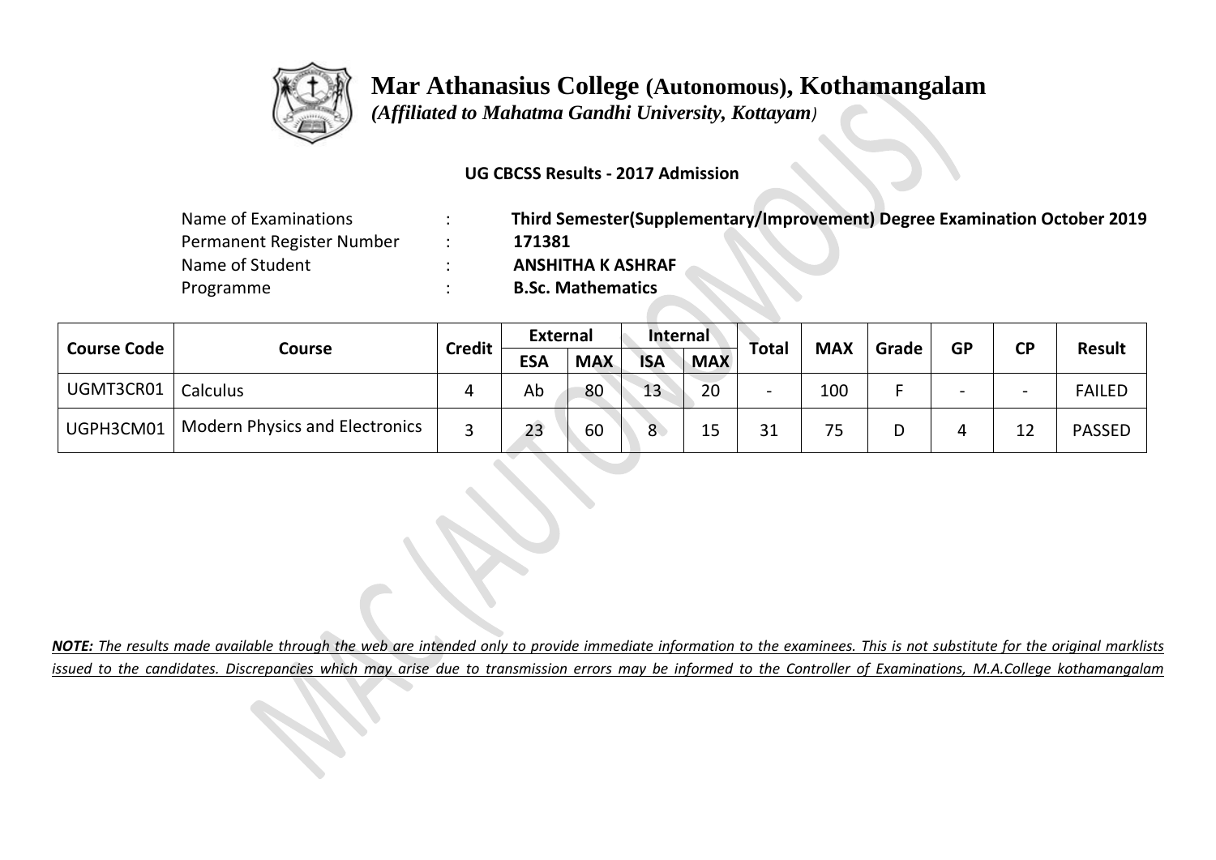# Mar Athanasius College (Autonomous), Kothamangalam

*(Affiliated to Mahatma Gandhi University, Kottayam)*

**UG CBCSS Results - 2017 Admission**

| | | |
|---|---|---|
| Name of Examinations | : | **Third Semester(Supplementary/Improvement) Degree Examination October 2019** |
| Permanent Register Number | : | **171381** |
| Name of Student | : | **ANSHITHA K ASHRAF** |
| Programme | : | **B.Sc. Mathematics** |

| Course Code | Course | Credit | External | | Internal | | Total | MAX | Grade | GP | CP | Result |
|---|---|---|---|---|---|---|---|---|---|---|---|---|
| | | | ESA | MAX | ISA | MAX | | | | | | |
| UGMT3CR01 | Calculus | 4 | Ab | 80 | 13 | 20 | - | 100 | F | - | - | FAILED |
| UGPH3CM01 | Modern Physics and Electronics | 3 | 23 | 60 | 8 | 15 | 31 | 75 | D | 4 | 12 | PASSED |

***NOTE:*** *The results made available through the web are intended only to provide immediate information to the examinees. This is not substitute for the original marklists issued to the candidates. Discrepancies which may arise due to transmission errors may be informed to the Controller of Examinations, M.A.College kothamangalam*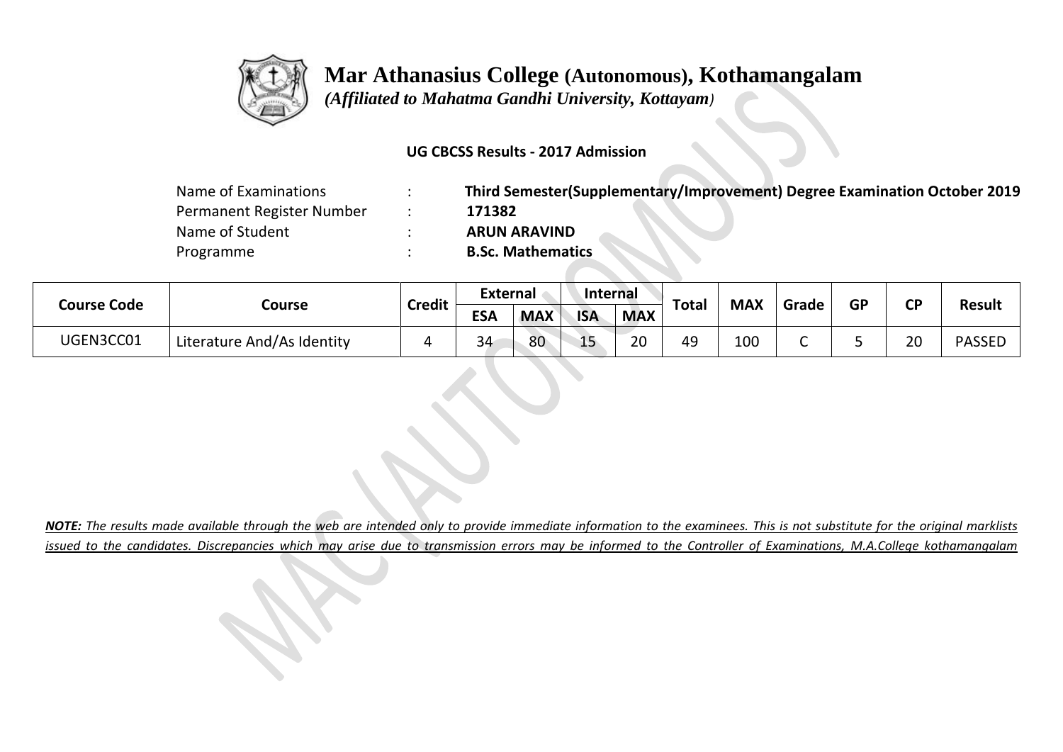# Mar Athanasius College (Autonomous), Kothamangalam

*(Affiliated to Mahatma Gandhi University, Kottayam)*

**UG CBCSS Results - 2017 Admission**

| | | |
|---|---|---|
| Name of Examinations | : | **Third Semester(Supplementary/Improvement) Degree Examination October 2019** |
| Permanent Register Number | : | **171382** |
| Name of Student | : | **ARUN ARAVIND** |
| Programme | : | **B.Sc. Mathematics** |

| Course Code | Course | Credit | External | | Internal | | Total | MAX | Grade | GP | CP | Result |
|---|---|---|---|---|---|---|---|---|---|---|---|---|
| | | | ESA | MAX | ISA | MAX | | | | | | |
| UGEN3CC01 | Literature And/As Identity | 4 | 34 | 80 | 15 | 20 | 49 | 100 | C | 5 | 20 | PASSED |

***NOTE:*** *The results made available through the web are intended only to provide immediate information to the examinees. This is not substitute for the original marklists issued to the candidates. Discrepancies which may arise due to transmission errors may be informed to the Controller of Examinations, M.A.College kothamangalam*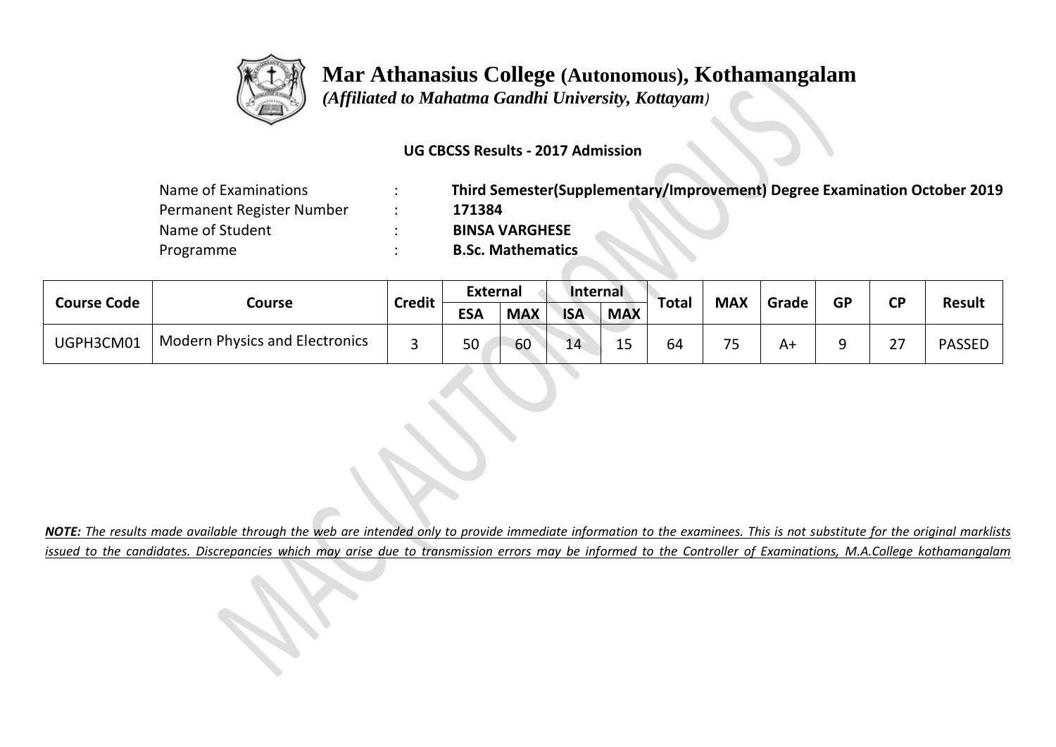# Mar Athanasius College (Autonomous), Kothamangalam

*(Affiliated to Mahatma Gandhi University, Kottayam)*

**UG CBCSS Results - 2017 Admission**

| | | |
|---|---|---|
| Name of Examinations | : | **Third Semester(Supplementary/Improvement) Degree Examination October 2019** |
| Permanent Register Number | : | **171384** |
| Name of Student | : | **BINSA VARGHESE** |
| Programme | : | **B.Sc. Mathematics** |

| Course Code | Course | Credit | External | | Internal | | Total | MAX | Grade | GP | CP | Result |
|---|---|---|---|---|---|---|---|---|---|---|---|---|
| | | | ESA | MAX | ISA | MAX | | | | | | |
| UGPH3CM01 | Modern Physics and Electronics | 3 | 50 | 60 | 14 | 15 | 64 | 75 | A+ | 9 | 27 | PASSED |

***NOTE:*** *The results made available through the web are intended only to provide immediate information to the examinees. This is not substitute for the original marklists issued to the candidates. Discrepancies which may arise due to transmission errors may be informed to the Controller of Examinations, M.A.College kothamangalam*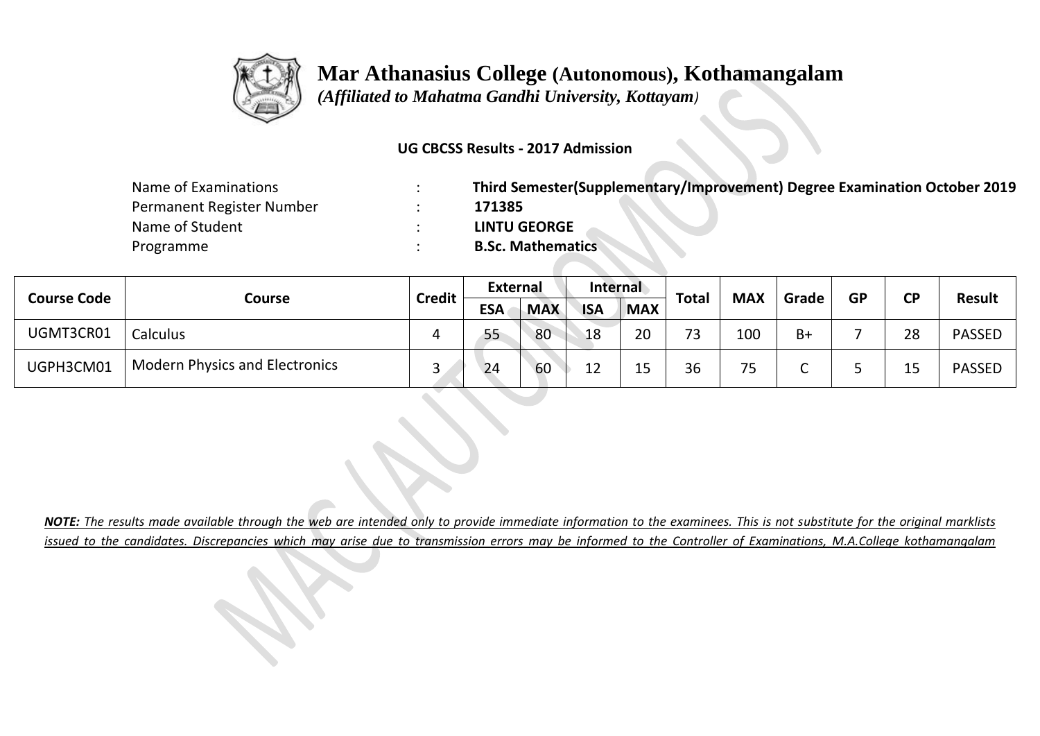# Mar Athanasius College (Autonomous), Kothamangalam

*(Affiliated to Mahatma Gandhi University, Kottayam)*

**UG CBCSS Results - 2017 Admission**

Name of Examinations : **Third Semester(Supplementary/Improvement) Degree Examination October 2019**
Permanent Register Number : **171385**
Name of Student : **LINTU GEORGE**
Programme : **B.Sc. Mathematics**

| Course Code | Course | Credit | External | | Internal | | Total | MAX | Grade | GP | CP | Result |
|---|---|---|---|---|---|---|---|---|---|---|---|---|
| | | | ESA | MAX | ISA | MAX | | | | | | |
| UGMT3CR01 | Calculus | 4 | 55 | 80 | 18 | 20 | 73 | 100 | B+ | 7 | 28 | PASSED |
| UGPH3CM01 | Modern Physics and Electronics | 3 | 24 | 60 | 12 | 15 | 36 | 75 | C | 5 | 15 | PASSED |

***NOTE:*** *The results made available through the web are intended only to provide immediate information to the examinees. This is not substitute for the original marklists issued to the candidates. Discrepancies which may arise due to transmission errors may be informed to the Controller of Examinations, M.A.College kothamangalam*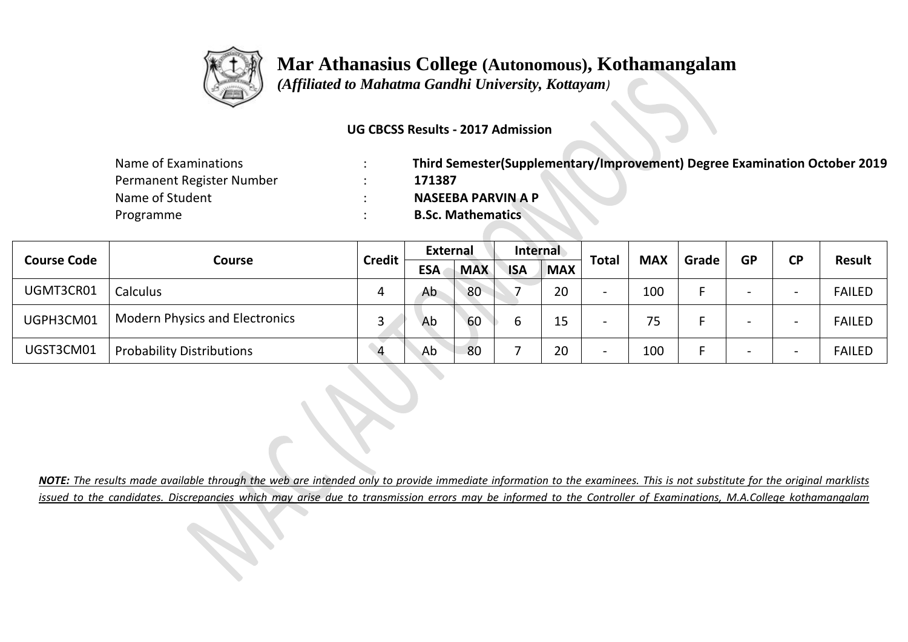# Mar Athanasius College (Autonomous), Kothamangalam

*(Affiliated to Mahatma Gandhi University, Kottayam)*

**UG CBCSS Results - 2017 Admission**

| | | |
|---|---|---|
| Name of Examinations | : | **Third Semester(Supplementary/Improvement) Degree Examination October 2019** |
| Permanent Register Number | : | **171387** |
| Name of Student | : | **NASEEBA PARVIN A P** |
| Programme | : | **B.Sc. Mathematics** |

| Course Code | Course | Credit | External | | Internal | | Total | MAX | Grade | GP | CP | Result |
|---|---|---|---|---|---|---|---|---|---|---|---|---|
| | | | ESA | MAX | ISA | MAX | | | | | | |
| UGMT3CR01 | Calculus | 4 | Ab | 80 | 7 | 20 | - | 100 | F | - | - | FAILED |
| UGPH3CM01 | Modern Physics and Electronics | 3 | Ab | 60 | 6 | 15 | - | 75 | F | - | - | FAILED |
| UGST3CM01 | Probability Distributions | 4 | Ab | 80 | 7 | 20 | - | 100 | F | - | - | FAILED |

***NOTE:** The results made available through the web are intended only to provide immediate information to the examinees. This is not substitute for the original marklists issued to the candidates. Discrepancies which may arise due to transmission errors may be informed to the Controller of Examinations, M.A.College kothamangalam*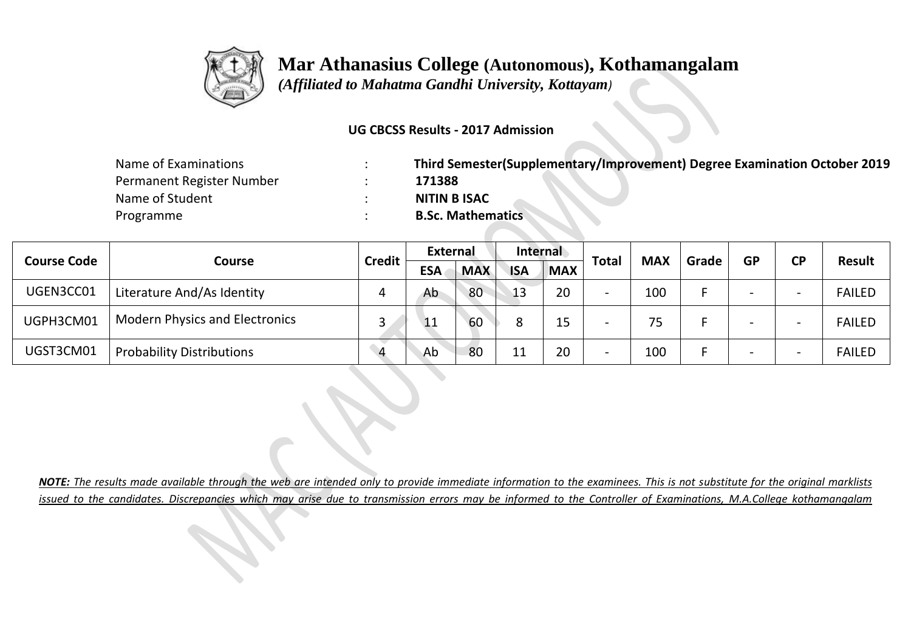# Mar Athanasius College (Autonomous), Kothamangalam

*(Affiliated to Mahatma Gandhi University, Kottayam)*

**UG CBCSS Results - 2017 Admission**

| | | |
|---|---|---|
| Name of Examinations | : | **Third Semester(Supplementary/Improvement) Degree Examination October 2019** |
| Permanent Register Number | : | **171388** |
| Name of Student | : | **NITIN B ISAC** |
| Programme | : | **B.Sc. Mathematics** |

| Course Code | Course | Credit | External | | Internal | | Total | MAX | Grade | GP | CP | Result |
|---|---|---|---|---|---|---|---|---|---|---|---|---|
| | | | ESA | MAX | ISA | MAX | | | | | | |
| UGEN3CC01 | Literature And/As Identity | 4 | Ab | 80 | 13 | 20 | - | 100 | F | - | - | FAILED |
| UGPH3CM01 | Modern Physics and Electronics | 3 | 11 | 60 | 8 | 15 | - | 75 | F | - | - | FAILED |
| UGST3CM01 | Probability Distributions | 4 | Ab | 80 | 11 | 20 | - | 100 | F | - | - | FAILED |

***NOTE:** The results made available through the web are intended only to provide immediate information to the examinees. This is not substitute for the original marklists issued to the candidates. Discrepancies which may arise due to transmission errors may be informed to the Controller of Examinations, M.A.College kothamangalam*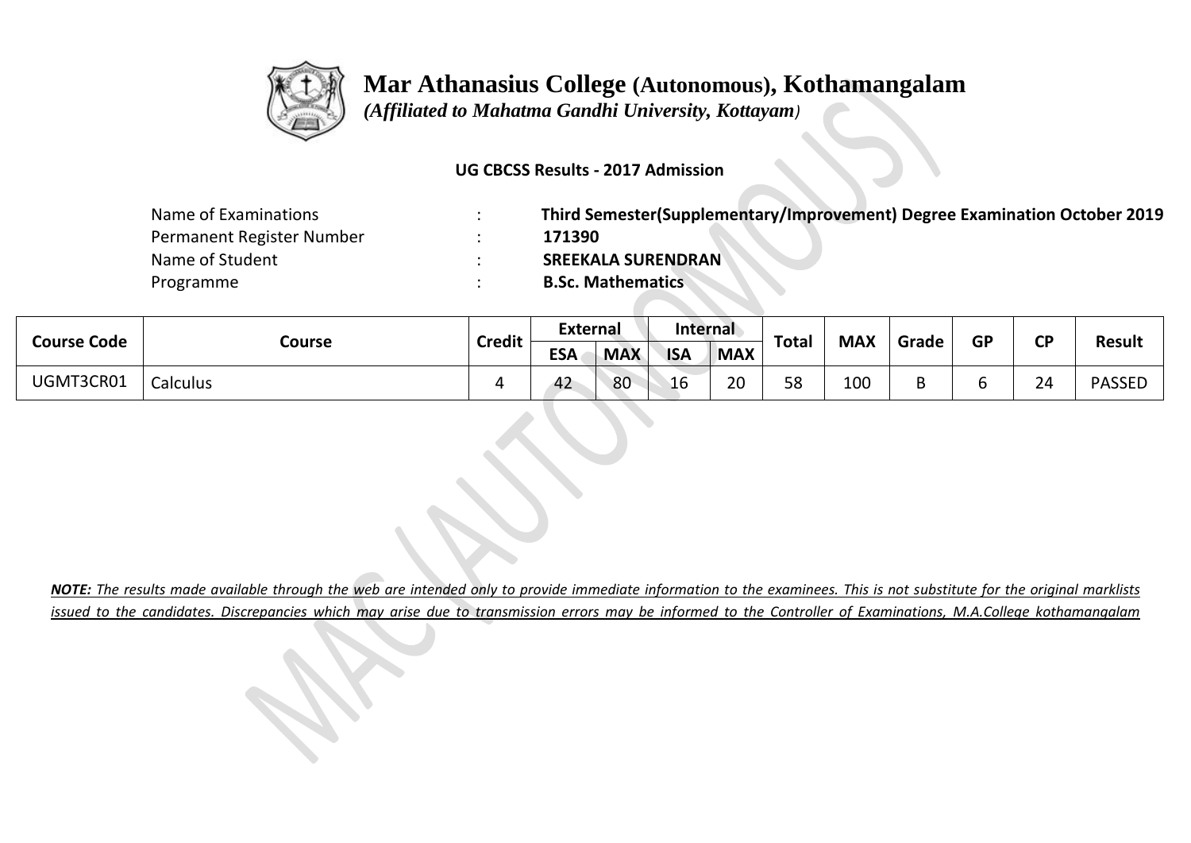# Mar Athanasius College (Autonomous), Kothamangalam

*(Affiliated to Mahatma Gandhi University, Kottayam)*

**UG CBCSS Results - 2017 Admission**

| | | |
|---|---|---|
| Name of Examinations | : | **Third Semester(Supplementary/Improvement) Degree Examination October 2019** |
| Permanent Register Number | : | **171390** |
| Name of Student | : | **SREEKALA SURENDRAN** |
| Programme | : | **B.Sc. Mathematics** |

| Course Code | Course | Credit | External | | Internal | | Total | MAX | Grade | GP | CP | Result |
|---|---|---|---|---|---|---|---|---|---|---|---|---|
| | | | ESA | MAX | ISA | MAX | | | | | | |
| UGMT3CR01 | Calculus | 4 | 42 | 80 | 16 | 20 | 58 | 100 | B | 6 | 24 | PASSED |

***NOTE:*** *The results made available through the web are intended only to provide immediate information to the examinees. This is not substitute for the original marklists issued to the candidates. Discrepancies which may arise due to transmission errors may be informed to the Controller of Examinations, M.A.College kothamangalam*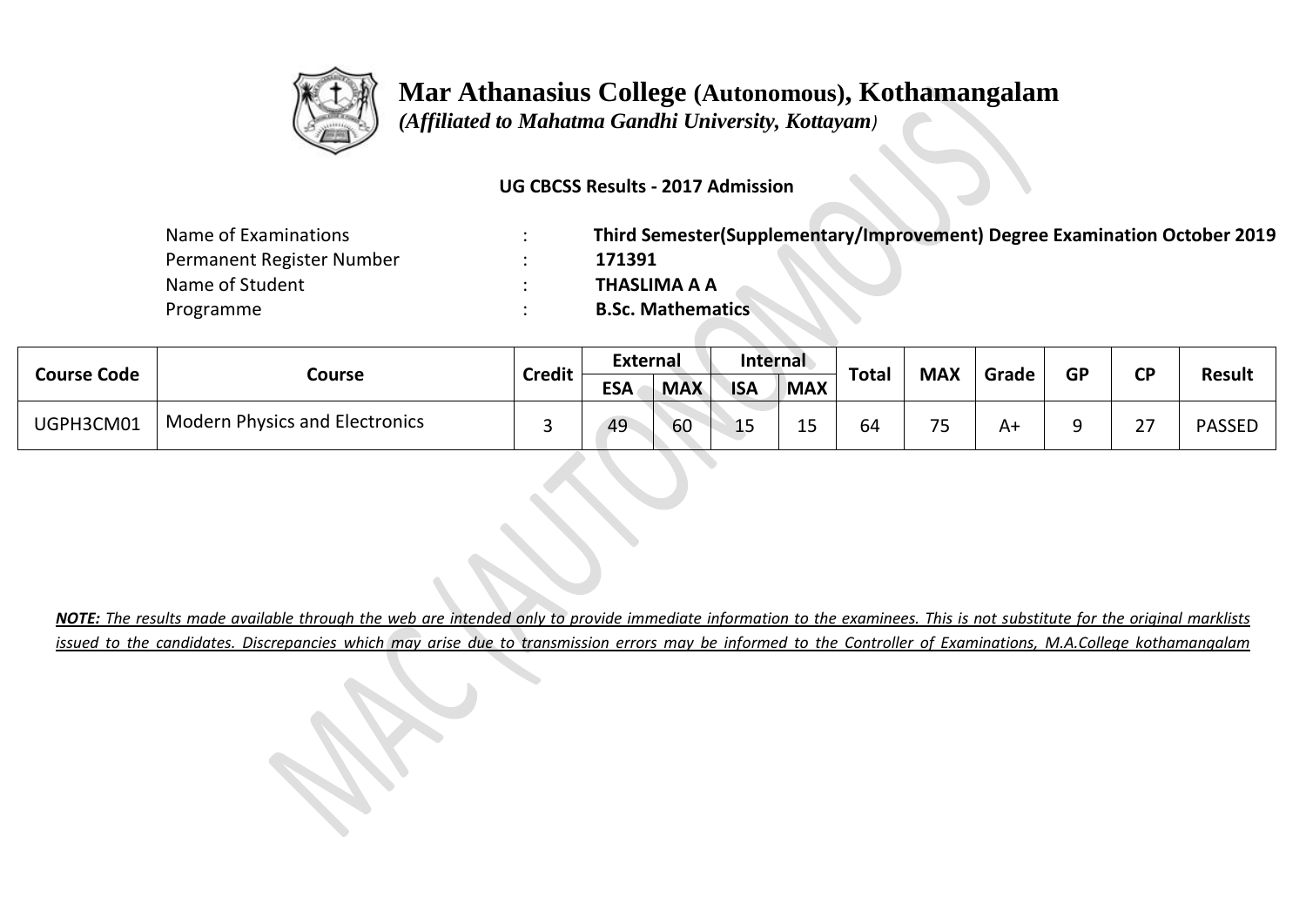# Mar Athanasius College (Autonomous), Kothamangalam

*(Affiliated to Mahatma Gandhi University, Kottayam)*

**UG CBCSS Results - 2017 Admission**

| | | |
|---|---|---|
| Name of Examinations | : | **Third Semester(Supplementary/Improvement) Degree Examination October 2019** |
| Permanent Register Number | : | **171391** |
| Name of Student | : | **THASLIMA A A** |
| Programme | : | **B.Sc. Mathematics** |

| Course Code | Course | Credit | External | | Internal | | Total | MAX | Grade | GP | CP | Result |
|---|---|---|---|---|---|---|---|---|---|---|---|---|
| | | | ESA | MAX | ISA | MAX | | | | | | |
| UGPH3CM01 | Modern Physics and Electronics | 3 | 49 | 60 | 15 | 15 | 64 | 75 | A+ | 9 | 27 | PASSED |

***NOTE:*** *The results made available through the web are intended only to provide immediate information to the examinees. This is not substitute for the original marklists issued to the candidates. Discrepancies which may arise due to transmission errors may be informed to the Controller of Examinations, M.A.College kothamangalam*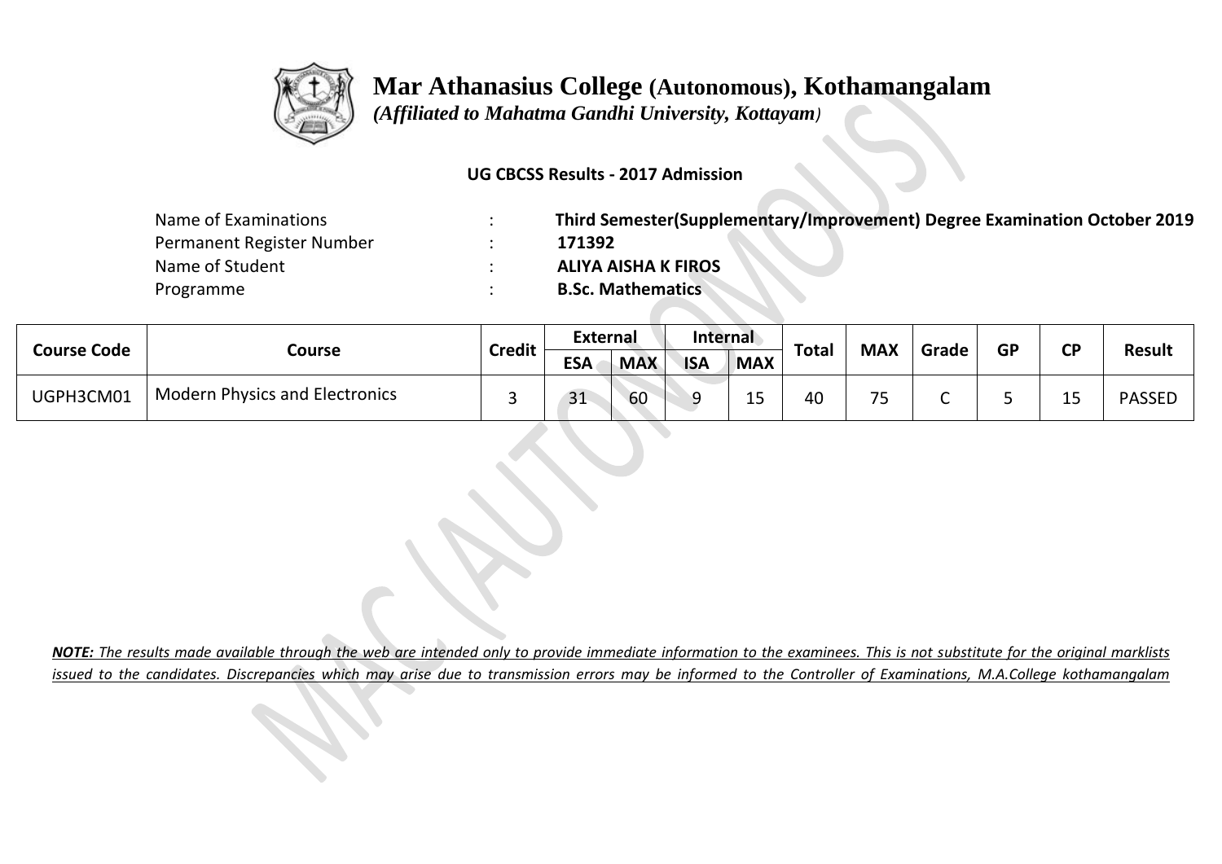# Mar Athanasius College (Autonomous), Kothamangalam

*(Affiliated to Mahatma Gandhi University, Kottayam)*

**UG CBCSS Results - 2017 Admission**

| | | |
|---|---|---|
| Name of Examinations | : | **Third Semester(Supplementary/Improvement) Degree Examination October 2019** |
| Permanent Register Number | : | **171392** |
| Name of Student | : | **ALIYA AISHA K FIROS** |
| Programme | : | **B.Sc. Mathematics** |

| Course Code | Course | Credit | External | | Internal | | Total | MAX | Grade | GP | CP | Result |
|---|---|---|---|---|---|---|---|---|---|---|---|---|
| | | | ESA | MAX | ISA | MAX | | | | | | |
| UGPH3CM01 | Modern Physics and Electronics | 3 | 31 | 60 | 9 | 15 | 40 | 75 | C | 5 | 15 | PASSED |

***NOTE:*** *The results made available through the web are intended only to provide immediate information to the examinees. This is not substitute for the original marklists issued to the candidates. Discrepancies which may arise due to transmission errors may be informed to the Controller of Examinations, M.A.College kothamangalam*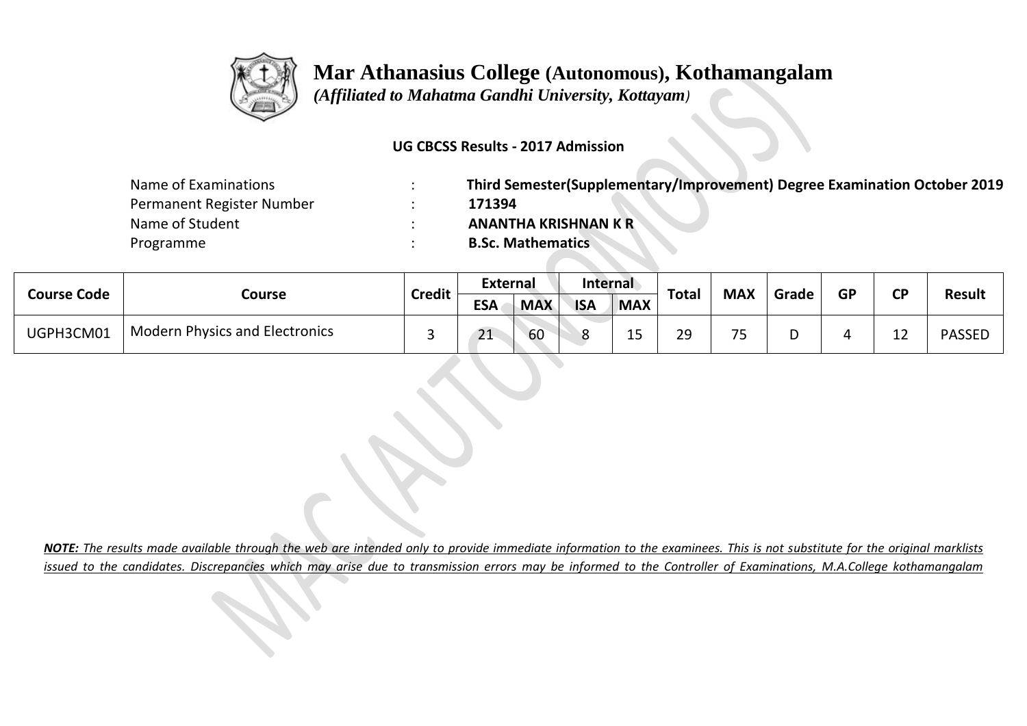# Mar Athanasius College (Autonomous), Kothamangalam

*(Affiliated to Mahatma Gandhi University, Kottayam)*

**UG CBCSS Results - 2017 Admission**

| | | |
|---|---|---|
| Name of Examinations | : | **Third Semester(Supplementary/Improvement) Degree Examination October 2019** |
| Permanent Register Number | : | **171394** |
| Name of Student | : | **ANANTHA KRISHNAN K R** |
| Programme | : | **B.Sc. Mathematics** |

| Course Code | Course | Credit | External | | Internal | | Total | MAX | Grade | GP | CP | Result |
|---|---|---|---|---|---|---|---|---|---|---|---|---|
| | | | ESA | MAX | ISA | MAX | | | | | | |
| UGPH3CM01 | Modern Physics and Electronics | 3 | 21 | 60 | 8 | 15 | 29 | 75 | D | 4 | 12 | PASSED |

***NOTE:** The results made available through the web are intended only to provide immediate information to the examinees. This is not substitute for the original marklists issued to the candidates. Discrepancies which may arise due to transmission errors may be informed to the Controller of Examinations, M.A.College kothamangalam*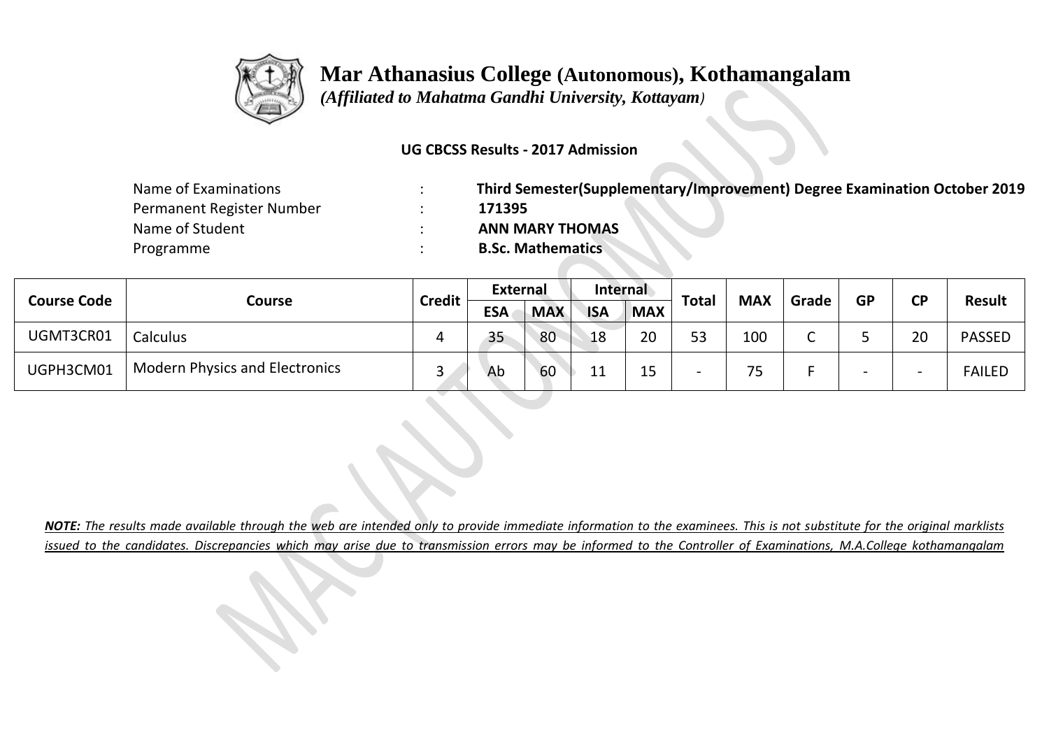# Mar Athanasius College (Autonomous), Kothamangalam

*(Affiliated to Mahatma Gandhi University, Kottayam)*

**UG CBCSS Results - 2017 Admission**

| | | |
|---|---|---|
| Name of Examinations | : | **Third Semester(Supplementary/Improvement) Degree Examination October 2019** |
| Permanent Register Number | : | **171395** |
| Name of Student | : | **ANN MARY THOMAS** |
| Programme | : | **B.Sc. Mathematics** |

| Course Code | Course | Credit | External | | Internal | | Total | MAX | Grade | GP | CP | Result |
|---|---|---|---|---|---|---|---|---|---|---|---|---|
| | | | ESA | MAX | ISA | MAX | | | | | | |
| UGMT3CR01 | Calculus | 4 | 35 | 80 | 18 | 20 | 53 | 100 | C | 5 | 20 | PASSED |
| UGPH3CM01 | Modern Physics and Electronics | 3 | Ab | 60 | 11 | 15 | - | 75 | F | - | - | FAILED |

***NOTE:** The results made available through the web are intended only to provide immediate information to the examinees. This is not substitute for the original marklists issued to the candidates. Discrepancies which may arise due to transmission errors may be informed to the Controller of Examinations, M.A.College kothamangalam*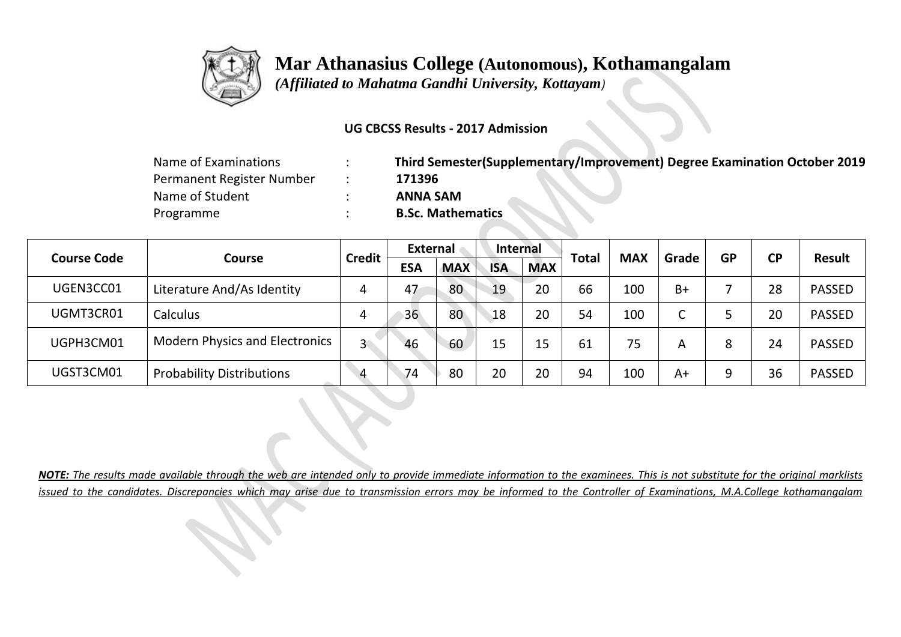# Mar Athanasius College (Autonomous), Kothamangalam

*(Affiliated to Mahatma Gandhi University, Kottayam)*

**UG CBCSS Results - 2017 Admission**

| | | |
|---|---|---|
| Name of Examinations | : | **Third Semester(Supplementary/Improvement) Degree Examination October 2019** |
| Permanent Register Number | : | **171396** |
| Name of Student | : | **ANNA SAM** |
| Programme | : | **B.Sc. Mathematics** |

| Course Code | Course | Credit | External | | Internal | | Total | MAX | Grade | GP | CP | Result |
|---|---|---|---|---|---|---|---|---|---|---|---|---|
| | | | ESA | MAX | ISA | MAX | | | | | | |
| UGEN3CC01 | Literature And/As Identity | 4 | 47 | 80 | 19 | 20 | 66 | 100 | B+ | 7 | 28 | PASSED |
| UGMT3CR01 | Calculus | 4 | 36 | 80 | 18 | 20 | 54 | 100 | C | 5 | 20 | PASSED |
| UGPH3CM01 | Modern Physics and Electronics | 3 | 46 | 60 | 15 | 15 | 61 | 75 | A | 8 | 24 | PASSED |
| UGST3CM01 | Probability Distributions | 4 | 74 | 80 | 20 | 20 | 94 | 100 | A+ | 9 | 36 | PASSED |

***NOTE:*** *The results made available through the web are intended only to provide immediate information to the examinees. This is not substitute for the original marklists issued to the candidates. Discrepancies which may arise due to transmission errors may be informed to the Controller of Examinations, M.A.College kothamangalam*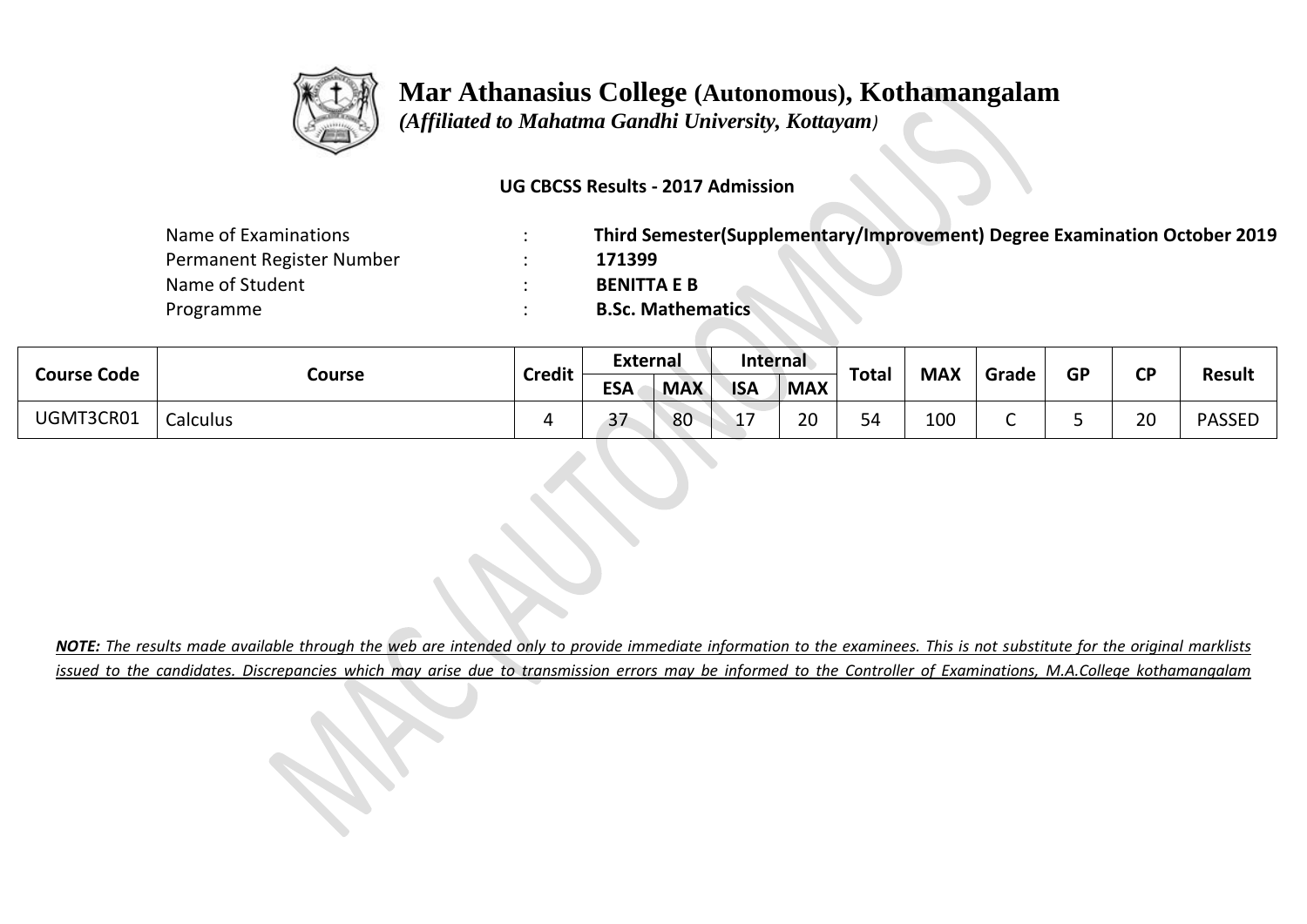# Mar Athanasius College (Autonomous), Kothamangalam

*(Affiliated to Mahatma Gandhi University, Kottayam)*

**UG CBCSS Results - 2017 Admission**

| | | |
|---|---|---|
| Name of Examinations | : | **Third Semester(Supplementary/Improvement) Degree Examination October 2019** |
| Permanent Register Number | : | **171399** |
| Name of Student | : | **BENITTA E B** |
| Programme | : | **B.Sc. Mathematics** |

| Course Code | Course | Credit | External | | Internal | | Total | MAX | Grade | GP | CP | Result |
|---|---|---|---|---|---|---|---|---|---|---|---|---|
| | | | ESA | MAX | ISA | MAX | | | | | | |
| UGMT3CR01 | Calculus | 4 | 37 | 80 | 17 | 20 | 54 | 100 | C | 5 | 20 | PASSED |

***NOTE:*** *The results made available through the web are intended only to provide immediate information to the examinees. This is not substitute for the original marklists issued to the candidates. Discrepancies which may arise due to transmission errors may be informed to the Controller of Examinations, M.A.College kothamangalam*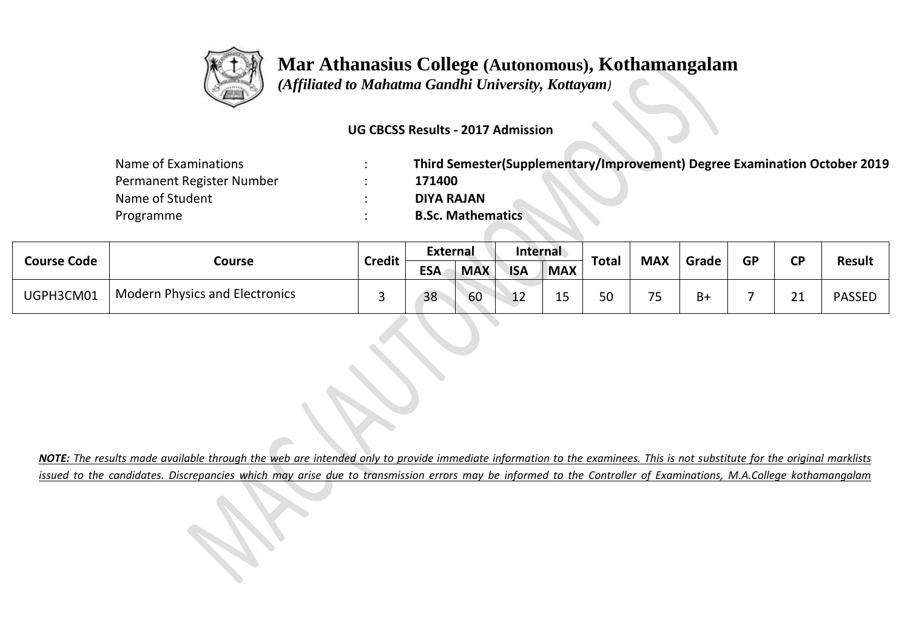# Mar Athanasius College (Autonomous), Kothamangalam

*(Affiliated to Mahatma Gandhi University, Kottayam)*

**UG CBCSS Results - 2017 Admission**

| | | |
|---|---|---|
| Name of Examinations | : | **Third Semester(Supplementary/Improvement) Degree Examination October 2019** |
| Permanent Register Number | : | **171400** |
| Name of Student | : | **DIYA RAJAN** |
| Programme | : | **B.Sc. Mathematics** |

| Course Code | Course | Credit | External | | Internal | | Total | MAX | Grade | GP | CP | Result |
|---|---|---|---|---|---|---|---|---|---|---|---|---|
| | | | ESA | MAX | ISA | MAX | | | | | | |
| UGPH3CM01 | Modern Physics and Electronics | 3 | 38 | 60 | 12 | 15 | 50 | 75 | B+ | 7 | 21 | PASSED |

***NOTE:** The results made available through the web are intended only to provide immediate information to the examinees. This is not substitute for the original marklists issued to the candidates. Discrepancies which may arise due to transmission errors may be informed to the Controller of Examinations, M.A.College kothamangalam*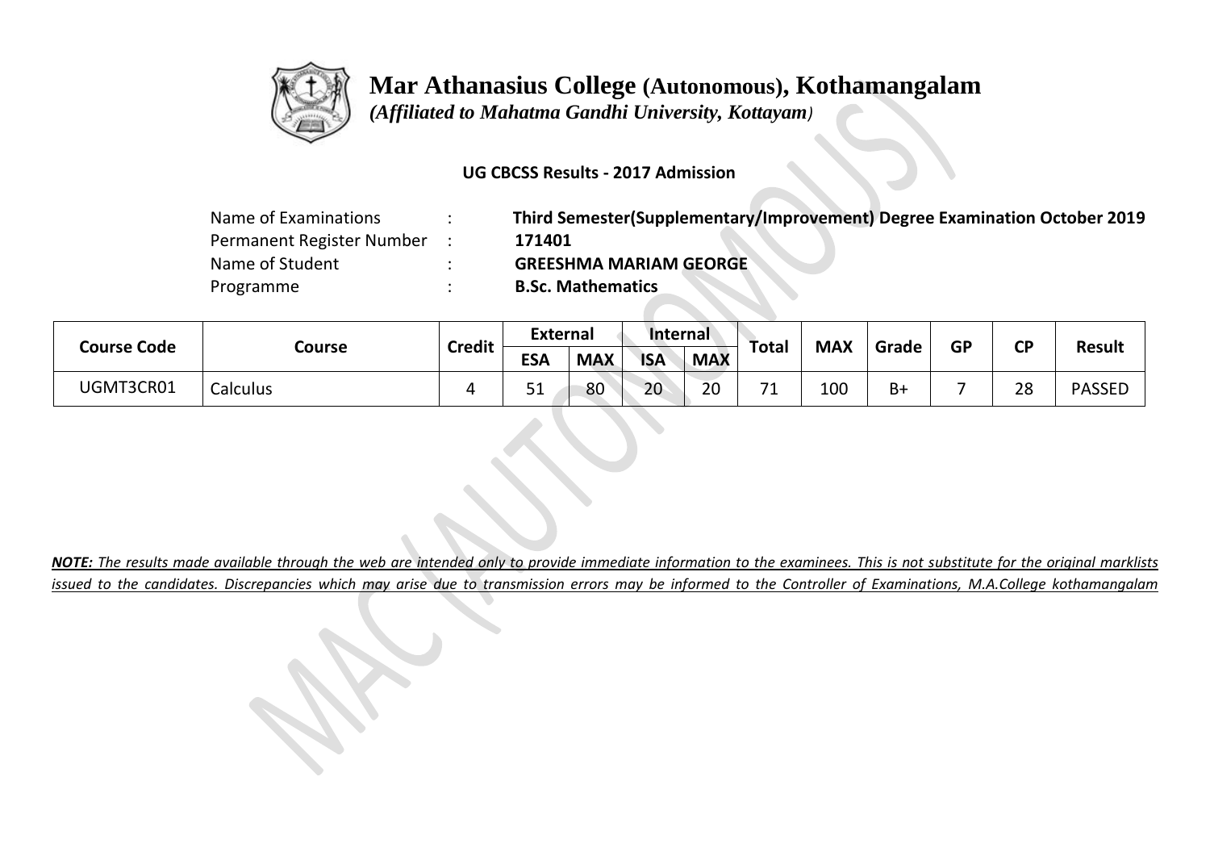# Mar Athanasius College (Autonomous), Kothamangalam

*(Affiliated to Mahatma Gandhi University, Kottayam)*

**UG CBCSS Results - 2017 Admission**

Name of Examinations : **Third Semester(Supplementary/Improvement) Degree Examination October 2019**
Permanent Register Number : **171401**
Name of Student : **GREESHMA MARIAM GEORGE**
Programme : **B.Sc. Mathematics**

| Course Code | Course | Credit | External | | Internal | | Total | MAX | Grade | GP | CP | Result |
|---|---|---|---|---|---|---|---|---|---|---|---|---|
| | | | ESA | MAX | ISA | MAX | | | | | | |
| UGMT3CR01 | Calculus | 4 | 51 | 80 | 20 | 20 | 71 | 100 | B+ | 7 | 28 | PASSED |

***NOTE:** The results made available through the web are intended only to provide immediate information to the examinees. This is not substitute for the original marklists issued to the candidates. Discrepancies which may arise due to transmission errors may be informed to the Controller of Examinations, M.A.College kothamangalam*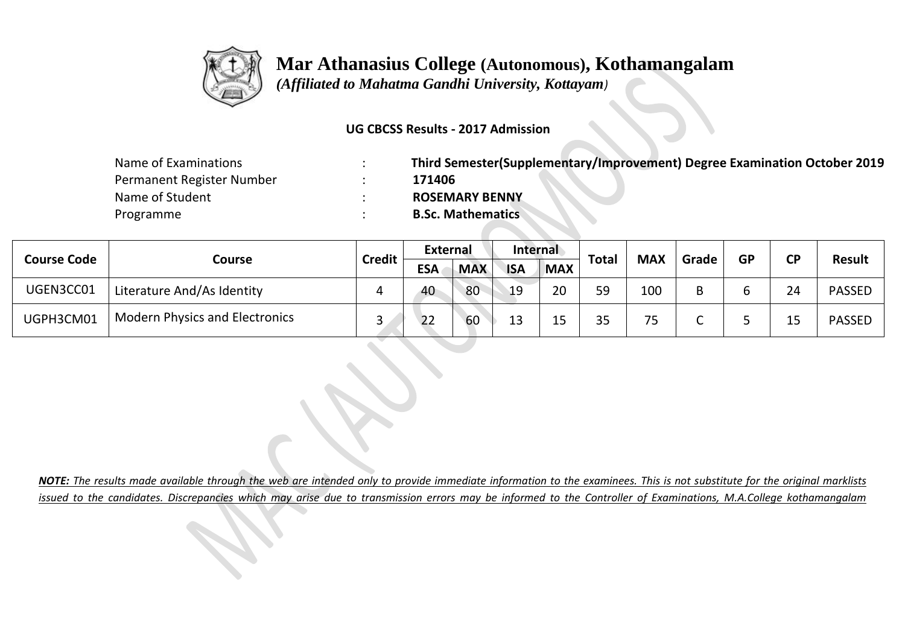# Mar Athanasius College (Autonomous), Kothamangalam

*(Affiliated to Mahatma Gandhi University, Kottayam)*

**UG CBCSS Results - 2017 Admission**

| | | |
|---|---|---|
| Name of Examinations | : | **Third Semester(Supplementary/Improvement) Degree Examination October 2019** |
| Permanent Register Number | : | **171406** |
| Name of Student | : | **ROSEMARY BENNY** |
| Programme | : | **B.Sc. Mathematics** |

| Course Code | Course | Credit | External | | Internal | | Total | MAX | Grade | GP | CP | Result |
|---|---|---|---|---|---|---|---|---|---|---|---|---|
| | | | ESA | MAX | ISA | MAX | | | | | | |
| UGEN3CC01 | Literature And/As Identity | 4 | 40 | 80 | 19 | 20 | 59 | 100 | B | 6 | 24 | PASSED |
| UGPH3CM01 | Modern Physics and Electronics | 3 | 22 | 60 | 13 | 15 | 35 | 75 | C | 5 | 15 | PASSED |

***NOTE:** The results made available through the web are intended only to provide immediate information to the examinees. This is not substitute for the original marklists issued to the candidates. Discrepancies which may arise due to transmission errors may be informed to the Controller of Examinations, M.A.College kothamangalam*